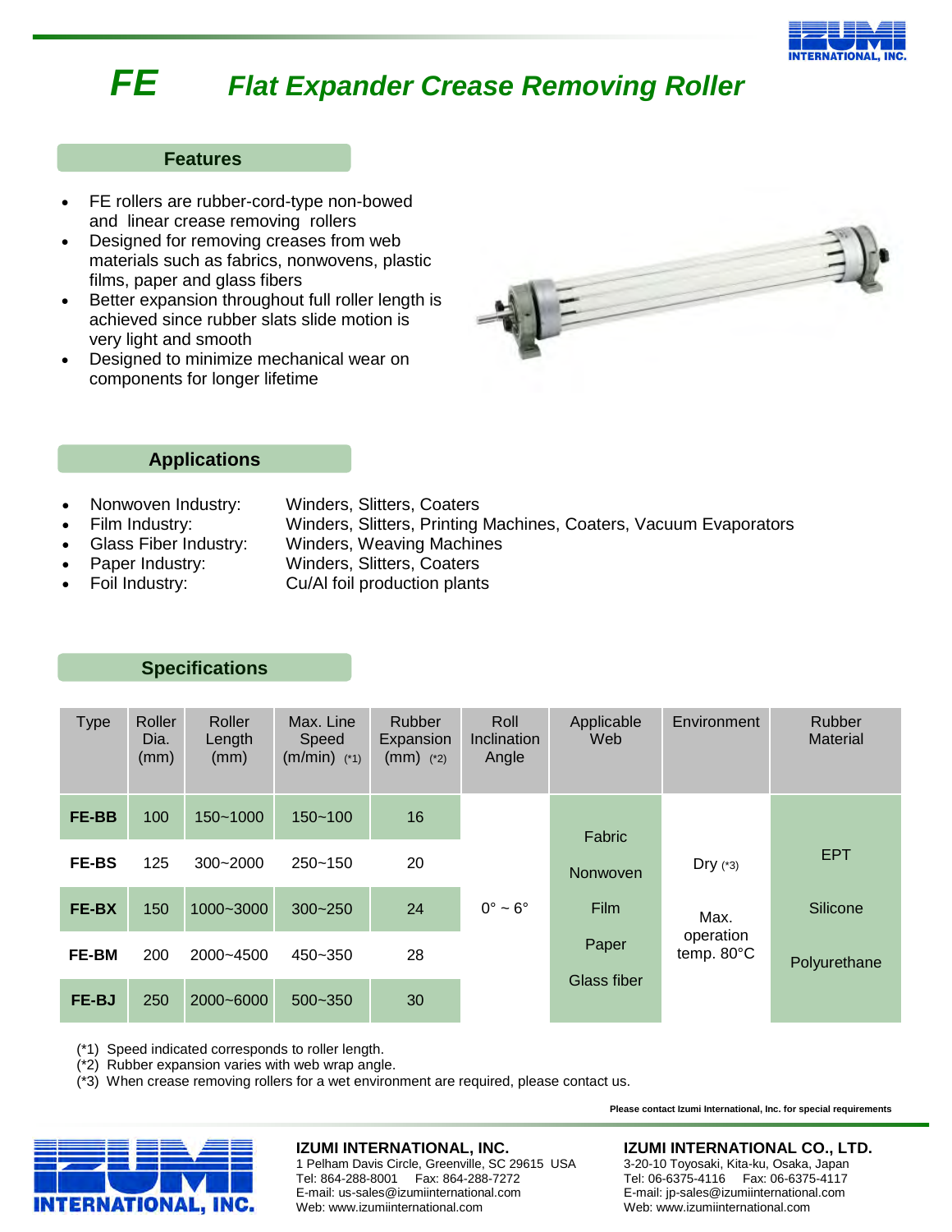# FE Flat Expander Crease Removing Roller

## Features

- FE rollers are rubber-cord-type non-bowed and linear crease removing rollers
- Designed for removing creases from web materials such as fabrics, nonwovens, plastic films, paper and glass fibers
- Better expansion throughout full roller length is achieved since rubber slats slide motion is very light and smooth
- Designed to minimize mechanical wear on components for longer lifetime

## Applications

- Nonwoven Industry: Winders, Slitters, Coaters
- Film Industry: Winders, Slitters, Printing Machines, Coaters, Vacuum Evaporators
- Glass Fiber Industry: Winders, Weaving Machines
- Paper Industry: Winders, Slitters, Coaters
- Foil Industry: Cu/Al foil production plants

## Specifications

| Type | Roller Dia. (mm) | Roller Length (mm) | Max. Line Speed (m/min) (*1) | Rubber Expansion (mm) (*2) | Roll Inclination Angle | Applicable Web | Environment | Rubber Material |
|---|---|---|---|---|---|---|---|---|
| **FE-BB** | 100 | 150~1000 | 150~100 | 16 | 0° ~ 6° | Fabric, Nonwoven, Film, Paper, Glass fiber | Dry (*3), Max. operation temp. 80°C | EPT, Silicone, Polyurethane |
| **FE-BS** | 125 | 300~2000 | 250~150 | 20 | | | | |
| **FE-BX** | 150 | 1000~3000 | 300~250 | 24 | | | | |
| **FE-BM** | 200 | 2000~4500 | 450~350 | 28 | | | | |
| **FE-BJ** | 250 | 2000~6000 | 500~350 | 30 | | | | |

(*1) Speed indicated corresponds to roller length.
(*2) Rubber expansion varies with web wrap angle.
(*3) When crease removing rollers for a wet environment are required, please contact us.

**Please contact Izumi International, Inc. for special requirements**

**IZUMI INTERNATIONAL, INC.**
1 Pelham Davis Circle, Greenville, SC 29615 USA
Tel: 864-288-8001 Fax: 864-288-7272
E-mail: us-sales@izumiinternational.com
Web: www.izumiinternational.com

**IZUMI INTERNATIONAL CO., LTD.**
3-20-10 Toyosaki, Kita-ku, Osaka, Japan
Tel: 06-6375-4116 Fax: 06-6375-4117
E-mail: jp-sales@izumiinternational.com
Web: www.izumiinternational.com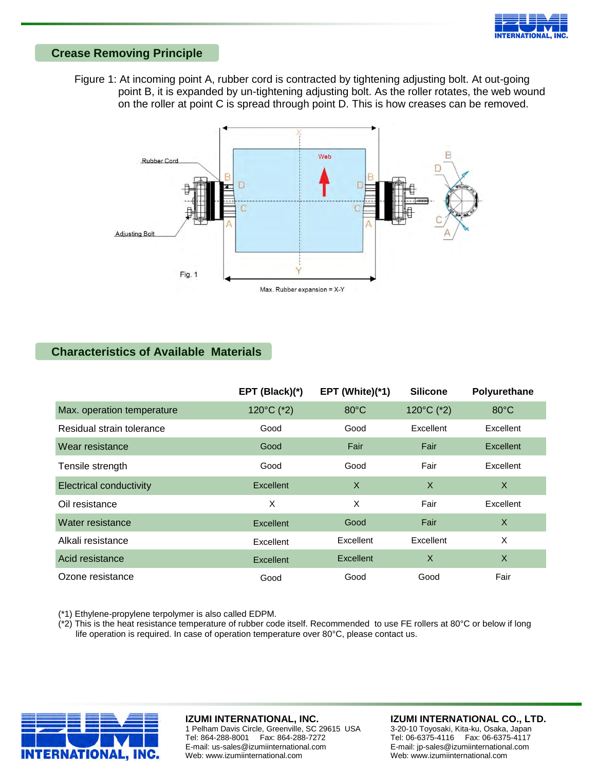## Crease Removing Principle

Figure 1: At incoming point A, rubber cord is contracted by tightening adjusting bolt. At out-going point B, it is expanded by un-tightening adjusting bolt. As the roller rotates, the web wound on the roller at point C is spread through point D. This is how creases can be removed.

Rubber Cord

Adjusting Bolt

Web

X

Y

A B C D

Fig. 1

Max. Rubber expansion = X-Y

## Characteristics of Available Materials

| | EPT (Black)(*) | EPT (White)(*1) | Silicone | Polyurethane |
|---|---|---|---|---|
| Max. operation temperature | 120°C (*2) | 80°C | 120°C (*2) | 80°C |
| Residual strain tolerance | Good | Good | Excellent | Excellent |
| Wear resistance | Good | Fair | Fair | Excellent |
| Tensile strength | Good | Good | Fair | Excellent |
| Electrical conductivity | Excellent | X | X | X |
| Oil resistance | X | X | Fair | Excellent |
| Water resistance | Excellent | Good | Fair | X |
| Alkali resistance | Excellent | Excellent | Excellent | X |
| Acid resistance | Excellent | Excellent | X | X |
| Ozone resistance | Good | Good | Good | Fair |

(*1) Ethylene-propylene terpolymer is also called EDPM.

(*2) This is the heat resistance temperature of rubber code itself. Recommended to use FE rollers at 80°C or below if long life operation is required. In case of operation temperature over 80°C, please contact us.

**IZUMI INTERNATIONAL, INC.**
1 Pelham Davis Circle, Greenville, SC 29615 USA
Tel: 864-288-8001 Fax: 864-288-7272
E-mail: us-sales@izumiinternational.com
Web: www.izumiinternational.com

**IZUMI INTERNATIONAL CO., LTD.**
3-20-10 Toyosaki, Kita-ku, Osaka, Japan
Tel: 06-6375-4116 Fax: 06-6375-4117
E-mail: jp-sales@izumiinternational.com
Web: www.izumiinternational.com